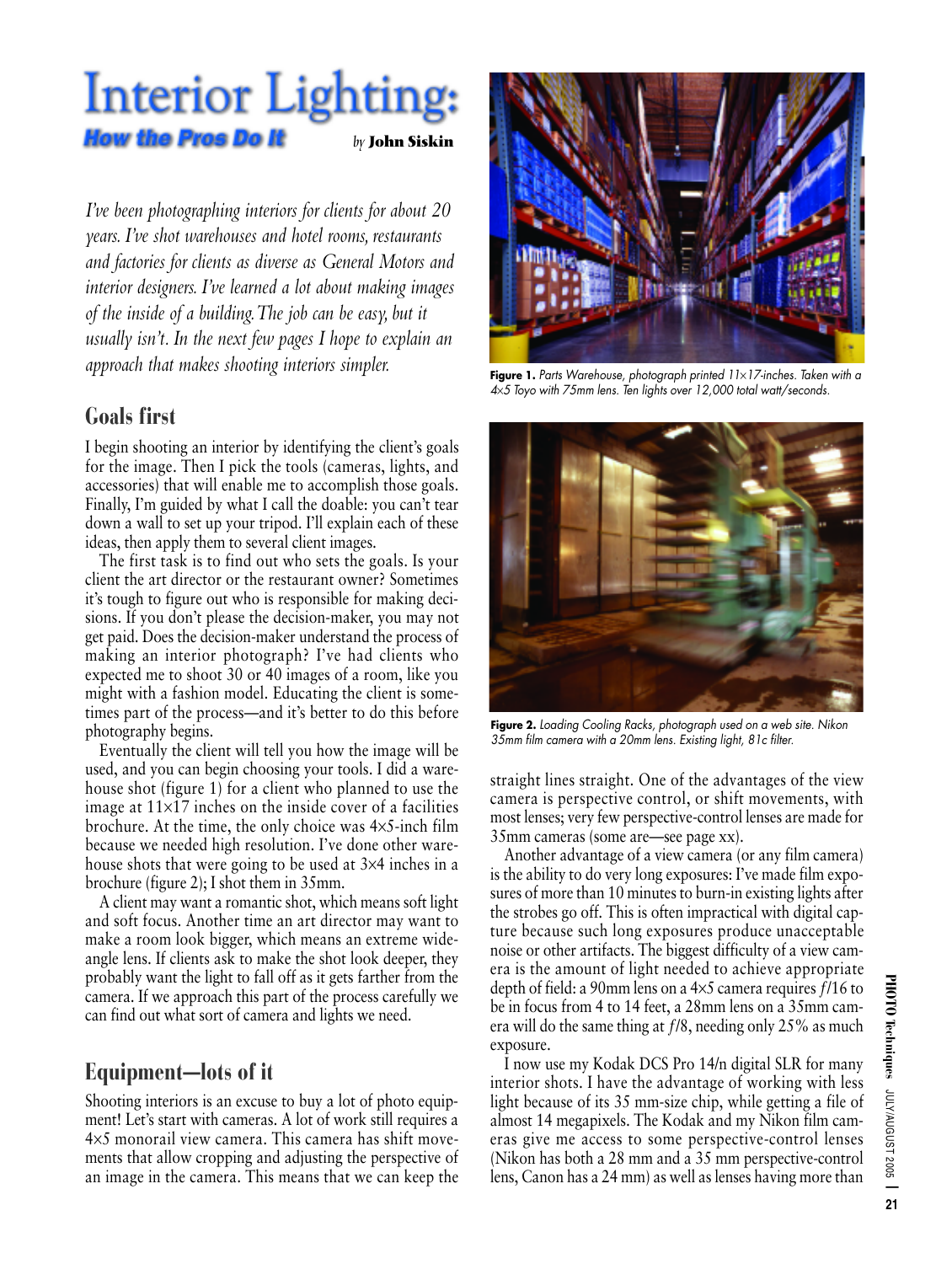# Interior Lighting:

## How the Pros Do It

*by* **John Siskin**

*I've been photographing interiors for clients for about 20 years. I've shot warehouses and hotel rooms, restaurants and factories for clients as diverse as General Motors and interior designers. I've learned a lot about making images of the inside of a building. The job can be easy, but it usually isn't. In the next few pages I hope to explain an approach that makes shooting interiors simpler.*

## Goals first

I begin shooting an interior by identifying the client's goals for the image. Then I pick the tools (cameras, lights, and accessories) that will enable me to accomplish those goals. Finally, I'm guided by what I call the doable: you can't tear down a wall to set up your tripod. I'll explain each of these ideas, then apply them to several client images.

The first task is to find out who sets the goals. Is your client the art director or the restaurant owner? Sometimes it's tough to figure out who is responsible for making decisions. If you don't please the decision-maker, you may not get paid. Does the decision-maker understand the process of making an interior photograph? I've had clients who expected me to shoot 30 or 40 images of a room, like you might with a fashion model. Educating the client is sometimes part of the process—and it's better to do this before photography begins.

Eventually the client will tell you how the image will be used, and you can begin choosing your tools. I did a warehouse shot (figure 1) for a client who planned to use the image at 11×17 inches on the inside cover of a facilities brochure. At the time, the only choice was 4×5-inch film because we needed high resolution. I've done other warehouse shots that were going to be used at 3×4 inches in a brochure (figure 2); I shot them in 35mm.

A client may want a romantic shot, which means soft light and soft focus. Another time an art director may want to make a room look bigger, which means an extreme wide-angle lens. If clients ask to make the shot look deeper, they probably want the light to fall off as it gets farther from the camera. If we approach this part of the process carefully we can find out what sort of camera and lights we need.

**Figure 1.** *Parts Warehouse, photograph printed 11×17-inches. Taken with a 4×5 Toyo with 75mm lens. Ten lights over 12,000 total watt/seconds.*

**Figure 2.** *Loading Cooling Racks, photograph used on a web site. Nikon 35mm film camera with a 20mm lens. Existing light, 81c filter.*

## Equipment—lots of it

Shooting interiors is an excuse to buy a lot of photo equipment! Let's start with cameras. A lot of work still requires a 4×5 monorail view camera. This camera has shift movements that allow cropping and adjusting the perspective of an image in the camera. This means that we can keep the straight lines straight. One of the advantages of the view camera is perspective control, or shift movements, with most lenses; very few perspective-control lenses are made for 35mm cameras (some are—see page xx).

Another advantage of a view camera (or any film camera) is the ability to do very long exposures: I've made film exposures of more than 10 minutes to burn-in existing lights after the strobes go off. This is often impractical with digital capture because such long exposures produce unacceptable noise or other artifacts. The biggest difficulty of a view camera is the amount of light needed to achieve appropriate depth of field: a 90mm lens on a 4×5 camera requires *f*/16 to be in focus from 4 to 14 feet, a 28mm lens on a 35mm camera will do the same thing at *f*/8, needing only 25% as much exposure.

I now use my Kodak DCS Pro 14/n digital SLR for many interior shots. I have the advantage of working with less light because of its 35 mm-size chip, while getting a file of almost 14 megapixels. The Kodak and my Nikon film cameras give me access to some perspective-control lenses (Nikon has both a 28 mm and a 35 mm perspective-control lens, Canon has a 24 mm) as well as lenses having more than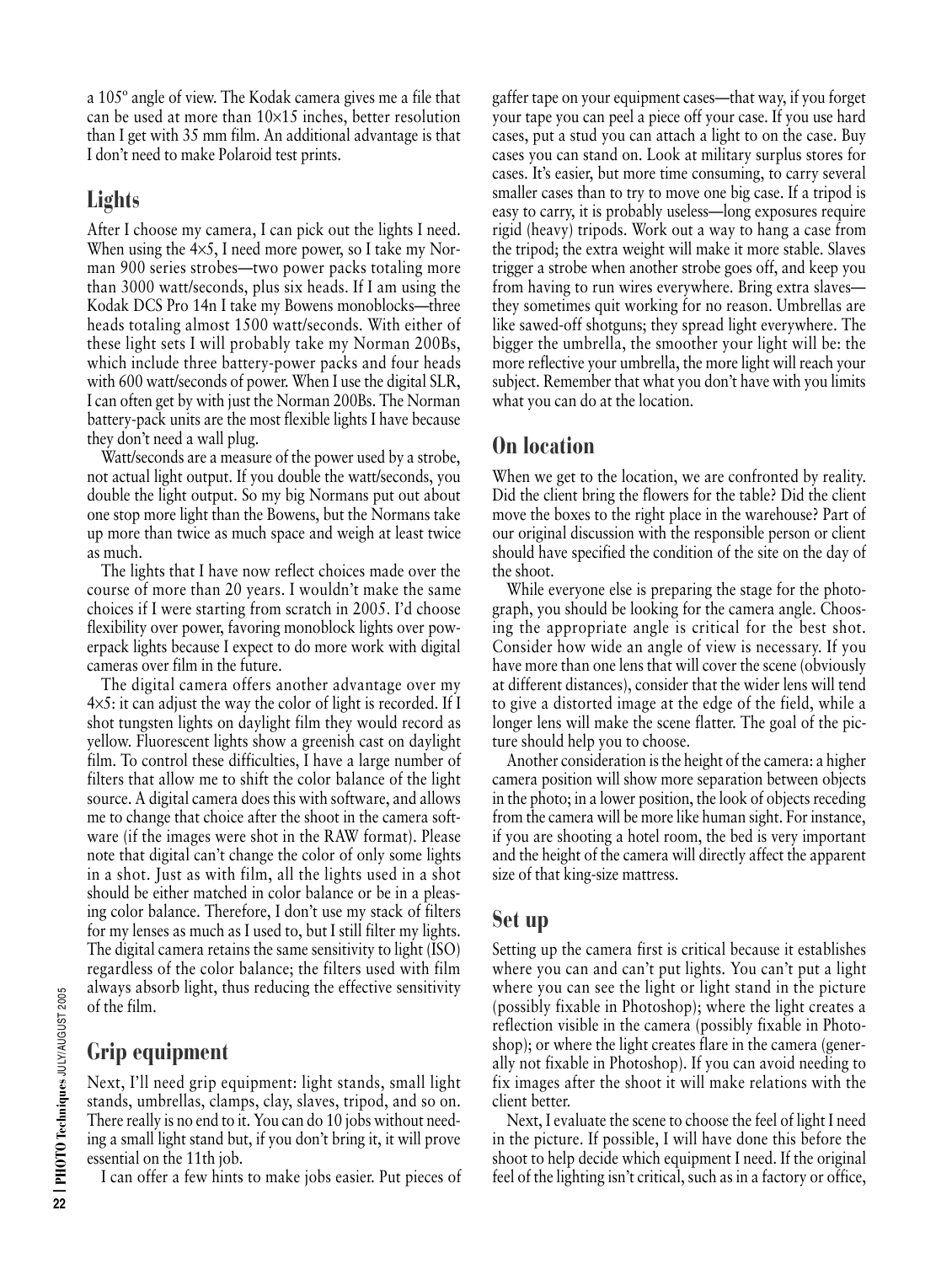a 105° angle of view. The Kodak camera gives me a file that can be used at more than 10×15 inches, better resolution than I get with 35 mm film. An additional advantage is that I don't need to make Polaroid test prints.

## Lights

After I choose my camera, I can pick out the lights I need. When using the 4×5, I need more power, so I take my Norman 900 series strobes—two power packs totaling more than 3000 watt/seconds, plus six heads. If I am using the Kodak DCS Pro 14n I take my Bowens monoblocks—three heads totaling almost 1500 watt/seconds. With either of these light sets I will probably take my Norman 200Bs, which include three battery-power packs and four heads with 600 watt/seconds of power. When I use the digital SLR, I can often get by with just the Norman 200Bs. The Norman battery-pack units are the most flexible lights I have because they don't need a wall plug.

Watt/seconds are a measure of the power used by a strobe, not actual light output. If you double the watt/seconds, you double the light output. So my big Normans put out about one stop more light than the Bowens, but the Normans take up more than twice as much space and weigh at least twice as much.

The lights that I have now reflect choices made over the course of more than 20 years. I wouldn't make the same choices if I were starting from scratch in 2005. I'd choose flexibility over power, favoring monoblock lights over powerpack lights because I expect to do more work with digital cameras over film in the future.

The digital camera offers another advantage over my 4×5: it can adjust the way the color of light is recorded. If I shot tungsten lights on daylight film they would record as yellow. Fluorescent lights show a greenish cast on daylight film. To control these difficulties, I have a large number of filters that allow me to shift the color balance of the light source. A digital camera does this with software, and allows me to change that choice after the shoot in the camera software (if the images were shot in the RAW format). Please note that digital can't change the color of only some lights in a shot. Just as with film, all the lights used in a shot should be either matched in color balance or be in a pleasing color balance. Therefore, I don't use my stack of filters for my lenses as much as I used to, but I still filter my lights. The digital camera retains the same sensitivity to light (ISO) regardless of the color balance; the filters used with film always absorb light, thus reducing the effective sensitivity of the film.

## Grip equipment

Next, I'll need grip equipment: light stands, small light stands, umbrellas, clamps, clay, slaves, tripod, and so on. There really is no end to it. You can do 10 jobs without needing a small light stand but, if you don't bring it, it will prove essential on the 11th job.

I can offer a few hints to make jobs easier. Put pieces of gaffer tape on your equipment cases—that way, if you forget your tape you can peel a piece off your case. If you use hard cases, put a stud you can attach a light to on the case. Buy cases you can stand on. Look at military surplus stores for cases. It's easier, but more time consuming, to carry several smaller cases than to try to move one big case. If a tripod is easy to carry, it is probably useless—long exposures require rigid (heavy) tripods. Work out a way to hang a case from the tripod; the extra weight will make it more stable. Slaves trigger a strobe when another strobe goes off, and keep you from having to run wires everywhere. Bring extra slaves—they sometimes quit working for no reason. Umbrellas are like sawed-off shotguns; they spread light everywhere. The bigger the umbrella, the smoother your light will be: the more reflective your umbrella, the more light will reach your subject. Remember that what you don't have with you limits what you can do at the location.

## On location

When we get to the location, we are confronted by reality. Did the client bring the flowers for the table? Did the client move the boxes to the right place in the warehouse? Part of our original discussion with the responsible person or client should have specified the condition of the site on the day of the shoot.

While everyone else is preparing the stage for the photograph, you should be looking for the camera angle. Choosing the appropriate angle is critical for the best shot. Consider how wide an angle of view is necessary. If you have more than one lens that will cover the scene (obviously at different distances), consider that the wider lens will tend to give a distorted image at the edge of the field, while a longer lens will make the scene flatter. The goal of the picture should help you to choose.

Another consideration is the height of the camera: a higher camera position will show more separation between objects in the photo; in a lower position, the look of objects receding from the camera will be more like human sight. For instance, if you are shooting a hotel room, the bed is very important and the height of the camera will directly affect the apparent size of that king-size mattress.

## Set up

Setting up the camera first is critical because it establishes where you can and can't put lights. You can't put a light where you can see the light or light stand in the picture (possibly fixable in Photoshop); where the light creates a reflection visible in the camera (possibly fixable in Photoshop); or where the light creates flare in the camera (generally not fixable in Photoshop). If you can avoid needing to fix images after the shoot it will make relations with the client better.

Next, I evaluate the scene to choose the feel of light I need in the picture. If possible, I will have done this before the shoot to help decide which equipment I need. If the original feel of the lighting isn't critical, such as in a factory or office,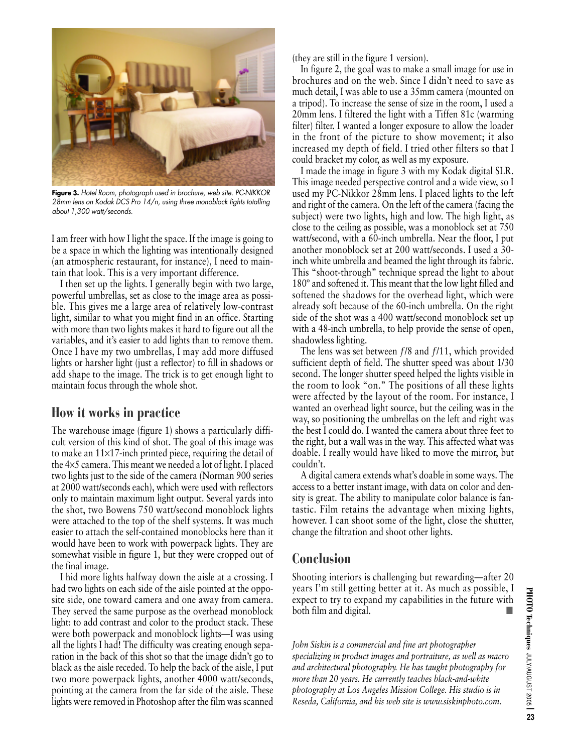**Figure 3.** *Hotel Room, photograph used in brochure, web site. PC-NIKKOR 28mm lens on Kodak DCS Pro 14/n, using three monoblock lights totalling about 1,300 watt/seconds.*

I am freer with how I light the space. If the image is going to be a space in which the lighting was intentionally designed (an atmospheric restaurant, for instance), I need to maintain that look. This is a very important difference.

I then set up the lights. I generally begin with two large, powerful umbrellas, set as close to the image area as possible. This gives me a large area of relatively low-contrast light, similar to what you might find in an office. Starting with more than two lights makes it hard to figure out all the variables, and it's easier to add lights than to remove them. Once I have my two umbrellas, I may add more diffused lights or harsher light (just a reflector) to fill in shadows or add shape to the image. The trick is to get enough light to maintain focus through the whole shot.

## How it works in practice

The warehouse image (figure 1) shows a particularly difficult version of this kind of shot. The goal of this image was to make an 11×17-inch printed piece, requiring the detail of the 4×5 camera. This meant we needed a lot of light. I placed two lights just to the side of the camera (Norman 900 series at 2000 watt/seconds each), which were used with reflectors only to maintain maximum light output. Several yards into the shot, two Bowens 750 watt/second monoblock lights were attached to the top of the shelf systems. It was much easier to attach the self-contained monoblocks here than it would have been to work with powerpack lights. They are somewhat visible in figure 1, but they were cropped out of the final image.

I hid more lights halfway down the aisle at a crossing. I had two lights on each side of the aisle pointed at the opposite side, one toward camera and one away from camera. They served the same purpose as the overhead monoblock light: to add contrast and color to the product stack. These were both powerpack and monoblock lights—I was using all the lights I had! The difficulty was creating enough separation in the back of this shot so that the image didn't go to black as the aisle receded. To help the back of the aisle, I put two more powerpack lights, another 4000 watt/seconds, pointing at the camera from the far side of the aisle. These lights were removed in Photoshop after the film was scanned (they are still in the figure 1 version).

In figure 2, the goal was to make a small image for use in brochures and on the web. Since I didn't need to save as much detail, I was able to use a 35mm camera (mounted on a tripod). To increase the sense of size in the room, I used a 20mm lens. I filtered the light with a Tiffen 81c (warming filter) filter. I wanted a longer exposure to allow the loader in the front of the picture to show movement; it also increased my depth of field. I tried other filters so that I could bracket my color, as well as my exposure.

I made the image in figure 3 with my Kodak digital SLR. This image needed perspective control and a wide view, so I used my PC-Nikkor 28mm lens. I placed lights to the left and right of the camera. On the left of the camera (facing the subject) were two lights, high and low. The high light, as close to the ceiling as possible, was a monoblock set at 750 watt/second, with a 60-inch umbrella. Near the floor, I put another monoblock set at 200 watt/seconds. I used a 30-inch white umbrella and beamed the light through its fabric. This "shoot-through" technique spread the light to about 180° and softened it. This meant that the low light filled and softened the shadows for the overhead light, which were already soft because of the 60-inch umbrella. On the right side of the shot was a 400 watt/second monoblock set up with a 48-inch umbrella, to help provide the sense of open, shadowless lighting.

The lens was set between *f*/8 and *f*/11, which provided sufficient depth of field. The shutter speed was about 1/30 second. The longer shutter speed helped the lights visible in the room to look "on." The positions of all these lights were affected by the layout of the room. For instance, I wanted an overhead light source, but the ceiling was in the way, so positioning the umbrellas on the left and right was the best I could do. I wanted the camera about three feet to the right, but a wall was in the way. This affected what was doable. I really would have liked to move the mirror, but couldn't.

A digital camera extends what's doable in some ways. The access to a better instant image, with data on color and density is great. The ability to manipulate color balance is fantastic. Film retains the advantage when mixing lights, however. I can shoot some of the light, close the shutter, change the filtration and shoot other lights.

## Conclusion

Shooting interiors is challenging but rewarding—after 20 years I'm still getting better at it. As much as possible, I expect to try to expand my capabilities in the future with both film and digital. ■

*John Siskin is a commercial and fine art photographer specializing in product images and portraiture, as well as macro and architectural photography. He has taught photography for more than 20 years. He currently teaches black-and-white photography at Los Angeles Mission College. His studio is in Reseda, California, and his web site is www.siskinphoto.com.*